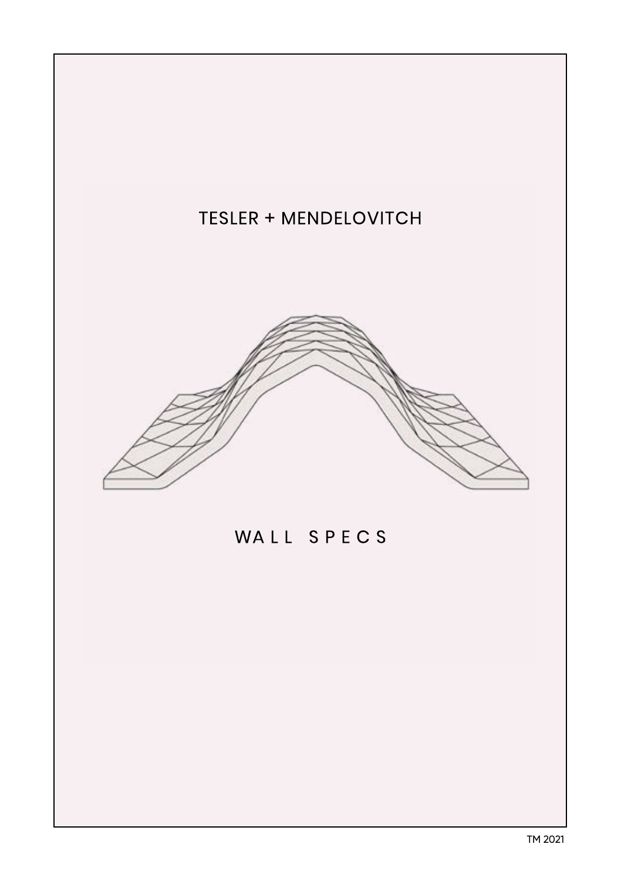# TESLER + MENDELOVITCH

# WALL SPECS

TM 2021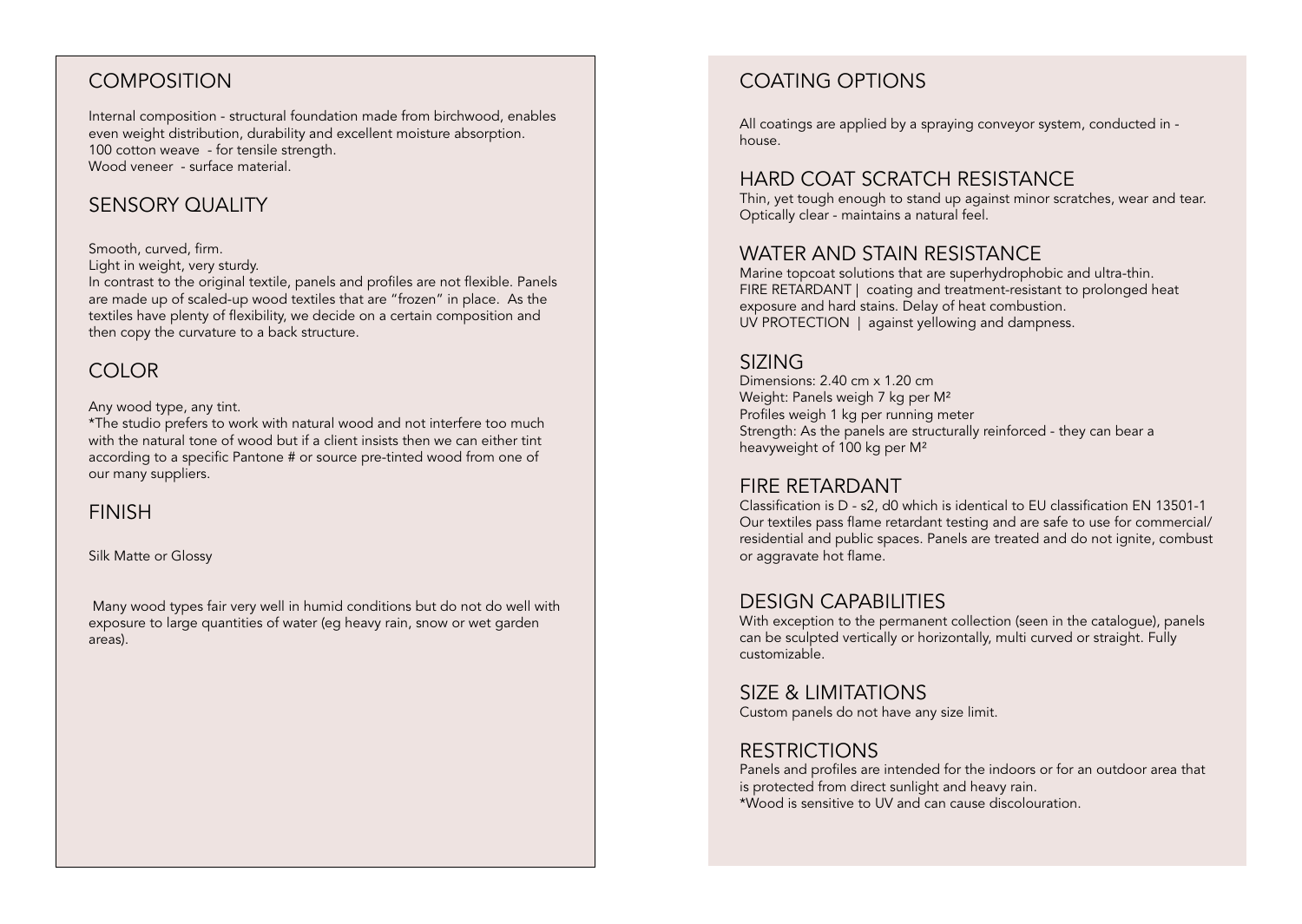## COMPOSITION

Internal composition - structural foundation made from birchwood, enables even weight distribution, durability and excellent moisture absorption.
100 cotton weave - for tensile strength.
Wood veneer - surface material.

## SENSORY QUALITY

Smooth, curved, firm.
Light in weight, very sturdy.
In contrast to the original textile, panels and profiles are not flexible. Panels are made up of scaled-up wood textiles that are "frozen" in place. As the textiles have plenty of flexibility, we decide on a certain composition and then copy the curvature to a back structure.

## COLOR

Any wood type, any tint.
*The studio prefers to work with natural wood and not interfere too much with the natural tone of wood but if a client insists then we can either tint according to a specific Pantone # or source pre-tinted wood from one of our many suppliers.

## FINISH

Silk Matte or Glossy

Many wood types fair very well in humid conditions but do not do well with exposure to large quantities of water (eg heavy rain, snow or wet garden areas).

## COATING OPTIONS

All coatings are applied by a spraying conveyor system, conducted in - house.

## HARD COAT SCRATCH RESISTANCE

Thin, yet tough enough to stand up against minor scratches, wear and tear. Optically clear - maintains a natural feel.

## WATER AND STAIN RESISTANCE

Marine topcoat solutions that are superhydrophobic and ultra-thin.
FIRE RETARDANT | coating and treatment-resistant to prolonged heat exposure and hard stains. Delay of heat combustion.
UV PROTECTION | against yellowing and dampness.

## SIZING

Dimensions: 2.40 cm x 1.20 cm
Weight: Panels weigh 7 kg per M²
Profiles weigh 1 kg per running meter
Strength: As the panels are structurally reinforced - they can bear a heavyweight of 100 kg per M²

## FIRE RETARDANT

Classification is D - s2, d0 which is identical to EU classification EN 13501-1
Our textiles pass flame retardant testing and are safe to use for commercial/ residential and public spaces. Panels are treated and do not ignite, combust or aggravate hot flame.

## DESIGN CAPABILITIES

With exception to the permanent collection (seen in the catalogue), panels can be sculpted vertically or horizontally, multi curved or straight. Fully customizable.

## SIZE & LIMITATIONS

Custom panels do not have any size limit.

## RESTRICTIONS

Panels and profiles are intended for the indoors or for an outdoor area that is protected from direct sunlight and heavy rain.
*Wood is sensitive to UV and can cause discolouration.